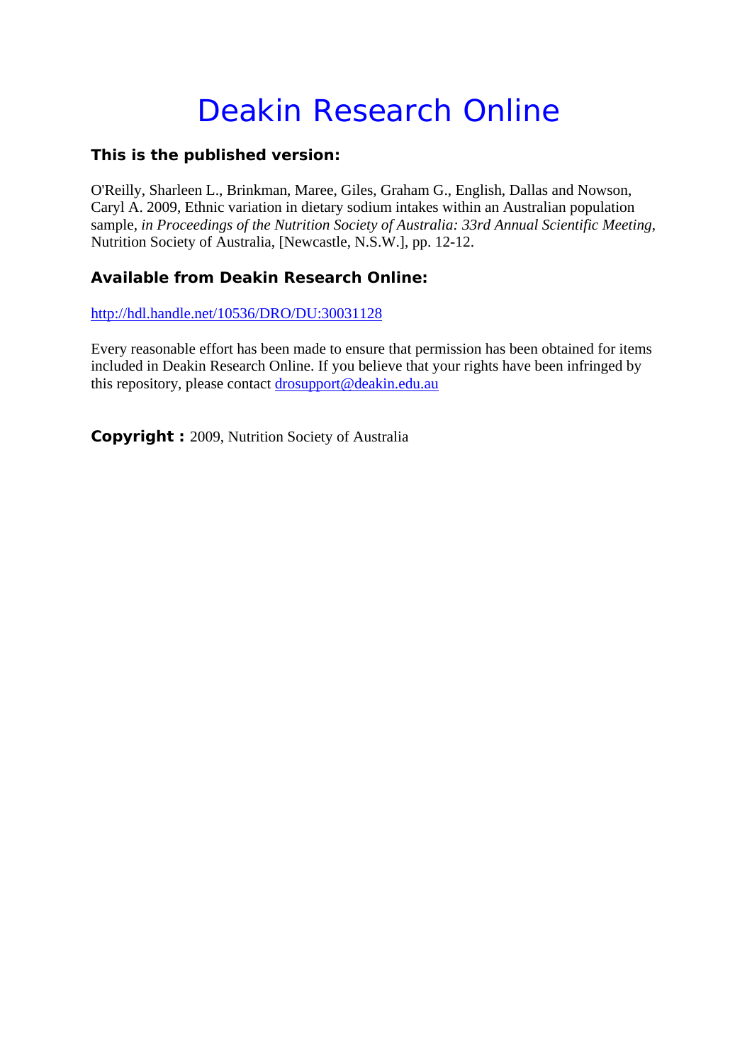# Deakin Research Online

### This is the published version:

O'Reilly, Sharleen L., Brinkman, Maree, Giles, Graham G., English, Dallas and Nowson, Caryl A. 2009, Ethnic variation in dietary sodium intakes within an Australian population sample, *in Proceedings of the Nutrition Society of Australia: 33rd Annual Scientific Meeting*, Nutrition Society of Australia, [Newcastle, N.S.W.], pp. 12-12.

### Available from Deakin Research Online:

http://hdl.handle.net/10536/DRO/DU:30031128

Every reasonable effort has been made to ensure that permission has been obtained for items included in Deakin Research Online. If you believe that your rights have been infringed by this repository, please contact drosupport@deakin.edu.au

**Copyright :** 2009, Nutrition Society of Australia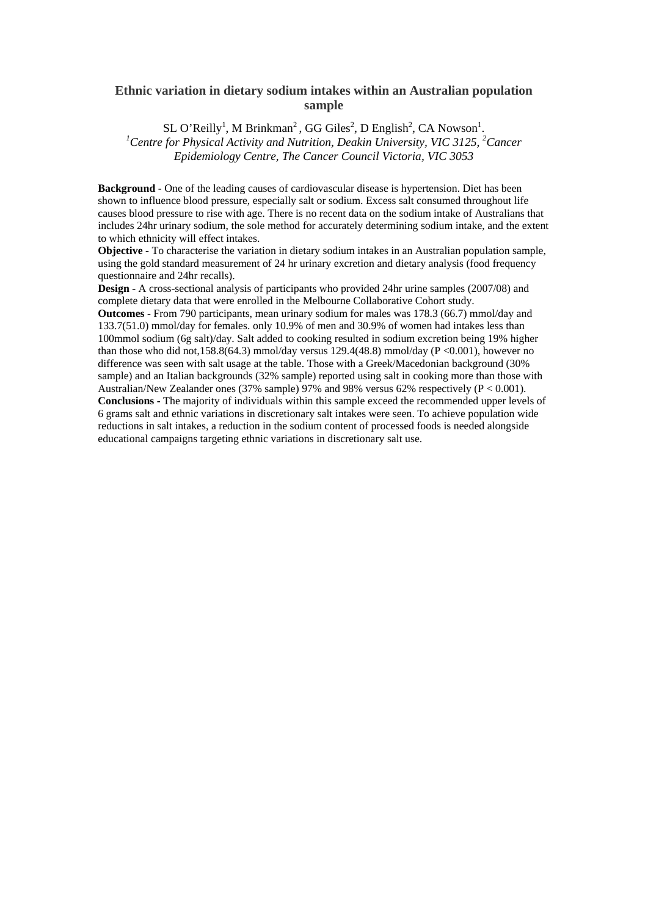# Ethnic variation in dietary sodium intakes within an Australian population sample

SL O'Reilly[1], M Brinkman[2] , GG Giles[2], D English[2], CA Nowson[1].
*[1]Centre for Physical Activity and Nutrition, Deakin University, VIC 3125, [2]Cancer Epidemiology Centre, The Cancer Council Victoria, VIC 3053*

**Background -** One of the leading causes of cardiovascular disease is hypertension. Diet has been shown to influence blood pressure, especially salt or sodium. Excess salt consumed throughout life causes blood pressure to rise with age. There is no recent data on the sodium intake of Australians that includes 24hr urinary sodium, the sole method for accurately determining sodium intake, and the extent to which ethnicity will effect intakes.
**Objective -** To characterise the variation in dietary sodium intakes in an Australian population sample, using the gold standard measurement of 24 hr urinary excretion and dietary analysis (food frequency questionnaire and 24hr recalls).
**Design -** A cross-sectional analysis of participants who provided 24hr urine samples (2007/08) and complete dietary data that were enrolled in the Melbourne Collaborative Cohort study.
**Outcomes -** From 790 participants, mean urinary sodium for males was 178.3 (66.7) mmol/day and 133.7(51.0) mmol/day for females. only 10.9% of men and 30.9% of women had intakes less than 100mmol sodium (6g salt)/day. Salt added to cooking resulted in sodium excretion being 19% higher than those who did not,158.8(64.3) mmol/day versus 129.4(48.8) mmol/day ($P < 0.001$), however no difference was seen with salt usage at the table. Those with a Greek/Macedonian background (30% sample) and an Italian backgrounds (32% sample) reported using salt in cooking more than those with Australian/New Zealander ones (37% sample) 97% and 98% versus 62% respectively ($P < 0.001$).
**Conclusions -** The majority of individuals within this sample exceed the recommended upper levels of 6 grams salt and ethnic variations in discretionary salt intakes were seen. To achieve population wide reductions in salt intakes, a reduction in the sodium content of processed foods is needed alongside educational campaigns targeting ethnic variations in discretionary salt use.